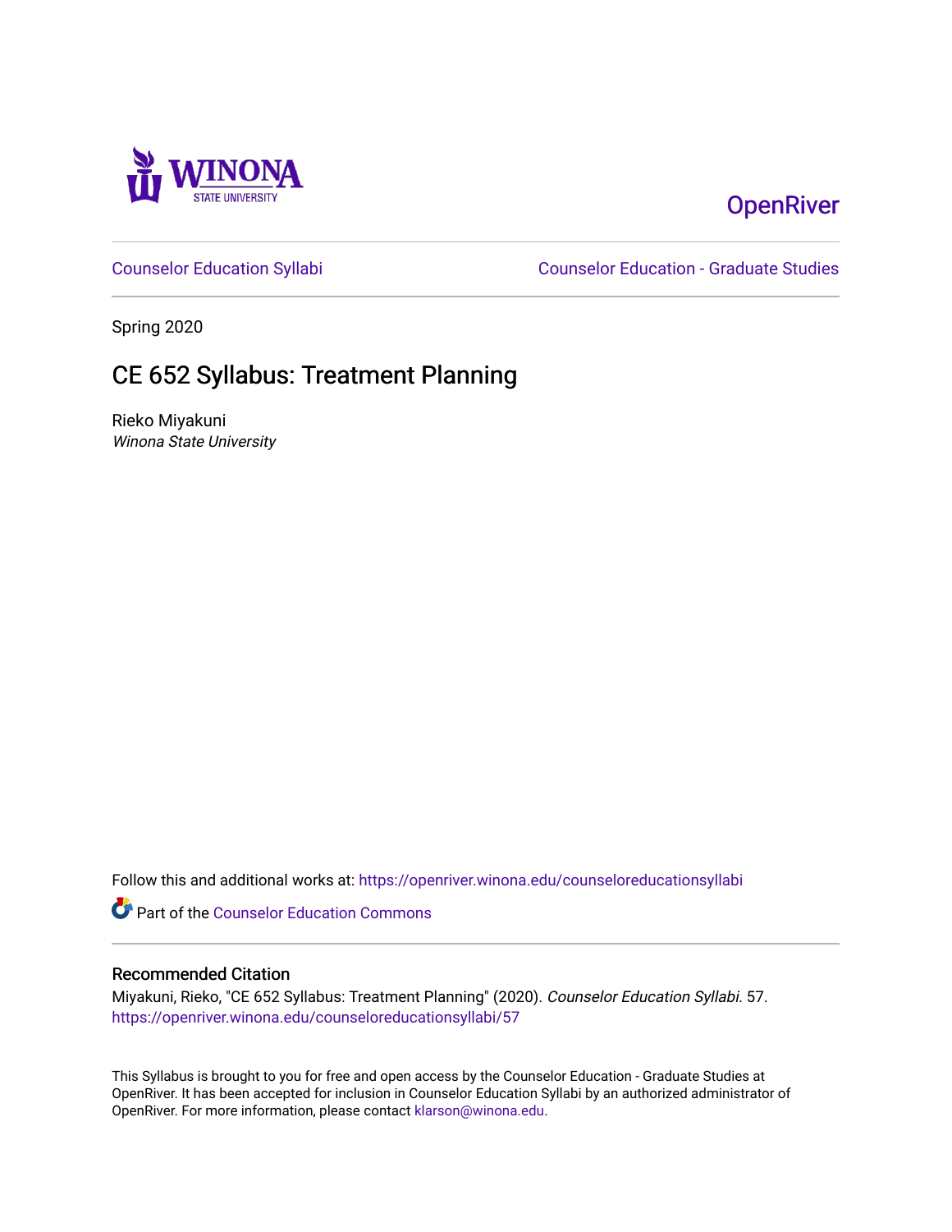OpenRiver

Counselor Education Syllabi | Counselor Education - Graduate Studies

Spring 2020

# CE 652 Syllabus: Treatment Planning

Rieko Miyakuni
*Winona State University*

Follow this and additional works at: https://openriver.winona.edu/counseloreducationsyllabi

Part of the Counselor Education Commons

## Recommended Citation

Miyakuni, Rieko, "CE 652 Syllabus: Treatment Planning" (2020). *Counselor Education Syllabi*. 57.
https://openriver.winona.edu/counseloreducationsyllabi/57

This Syllabus is brought to you for free and open access by the Counselor Education - Graduate Studies at OpenRiver. It has been accepted for inclusion in Counselor Education Syllabi by an authorized administrator of OpenRiver. For more information, please contact klarson@winona.edu.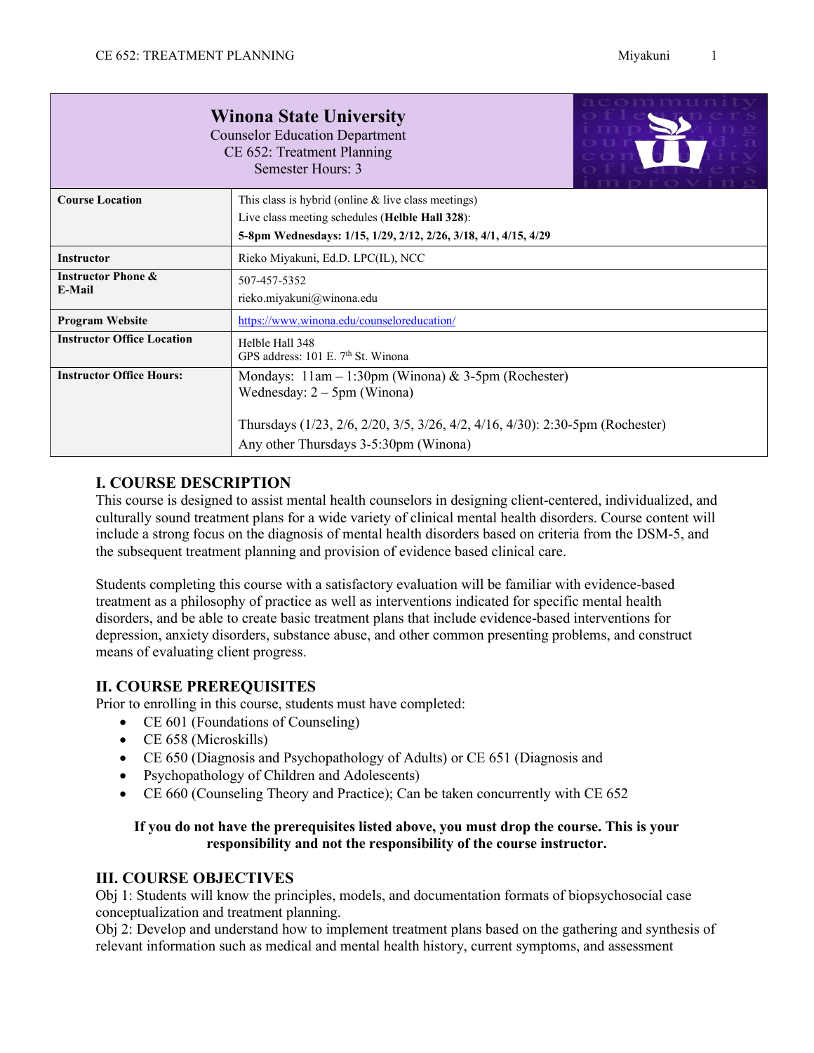| **Winona State University**<br>Counselor Education Department<br>CE 652: Treatment Planning<br>Semester Hours: 3 | |
|---|---|
| **Course Location** | This class is hybrid (online & live class meetings)<br>Live class meeting schedules (**Helble Hall 328**):<br>**5-8pm Wednesdays: 1/15, 1/29, 2/12, 2/26, 3/18, 4/1, 4/15, 4/29** |
| **Instructor** | Rieko Miyakuni, Ed.D. LPC(IL), NCC |
| **Instructor Phone & E-Mail** | 507-457-5352<br>rieko.miyakuni@winona.edu |
| **Program Website** | https://www.winona.edu/counseloreducation/ |
| **Instructor Office Location** | Helble Hall 348<br>GPS address: 101 E. 7th St. Winona |
| **Instructor Office Hours:** | Mondays: 11am – 1:30pm (Winona) & 3-5pm (Rochester)<br>Wednesday: 2 – 5pm (Winona)<br><br>Thursdays (1/23, 2/6, 2/20, 3/5, 3/26, 4/2, 4/16, 4/30): 2:30-5pm (Rochester)<br>Any other Thursdays 3-5:30pm (Winona) |

## I. COURSE DESCRIPTION

This course is designed to assist mental health counselors in designing client-centered, individualized, and culturally sound treatment plans for a wide variety of clinical mental health disorders. Course content will include a strong focus on the diagnosis of mental health disorders based on criteria from the DSM-5, and the subsequent treatment planning and provision of evidence based clinical care.

Students completing this course with a satisfactory evaluation will be familiar with evidence-based treatment as a philosophy of practice as well as interventions indicated for specific mental health disorders, and be able to create basic treatment plans that include evidence-based interventions for depression, anxiety disorders, substance abuse, and other common presenting problems, and construct means of evaluating client progress.

## II. COURSE PREREQUISITES

Prior to enrolling in this course, students must have completed:

- CE 601 (Foundations of Counseling)
- CE 658 (Microskills)
- CE 650 (Diagnosis and Psychopathology of Adults) or CE 651 (Diagnosis and
- Psychopathology of Children and Adolescents)
- CE 660 (Counseling Theory and Practice); Can be taken concurrently with CE 652

**If you do not have the prerequisites listed above, you must drop the course. This is your responsibility and not the responsibility of the course instructor.**

## III. COURSE OBJECTIVES

Obj 1: Students will know the principles, models, and documentation formats of biopsychosocial case conceptualization and treatment planning.

Obj 2: Develop and understand how to implement treatment plans based on the gathering and synthesis of relevant information such as medical and mental health history, current symptoms, and assessment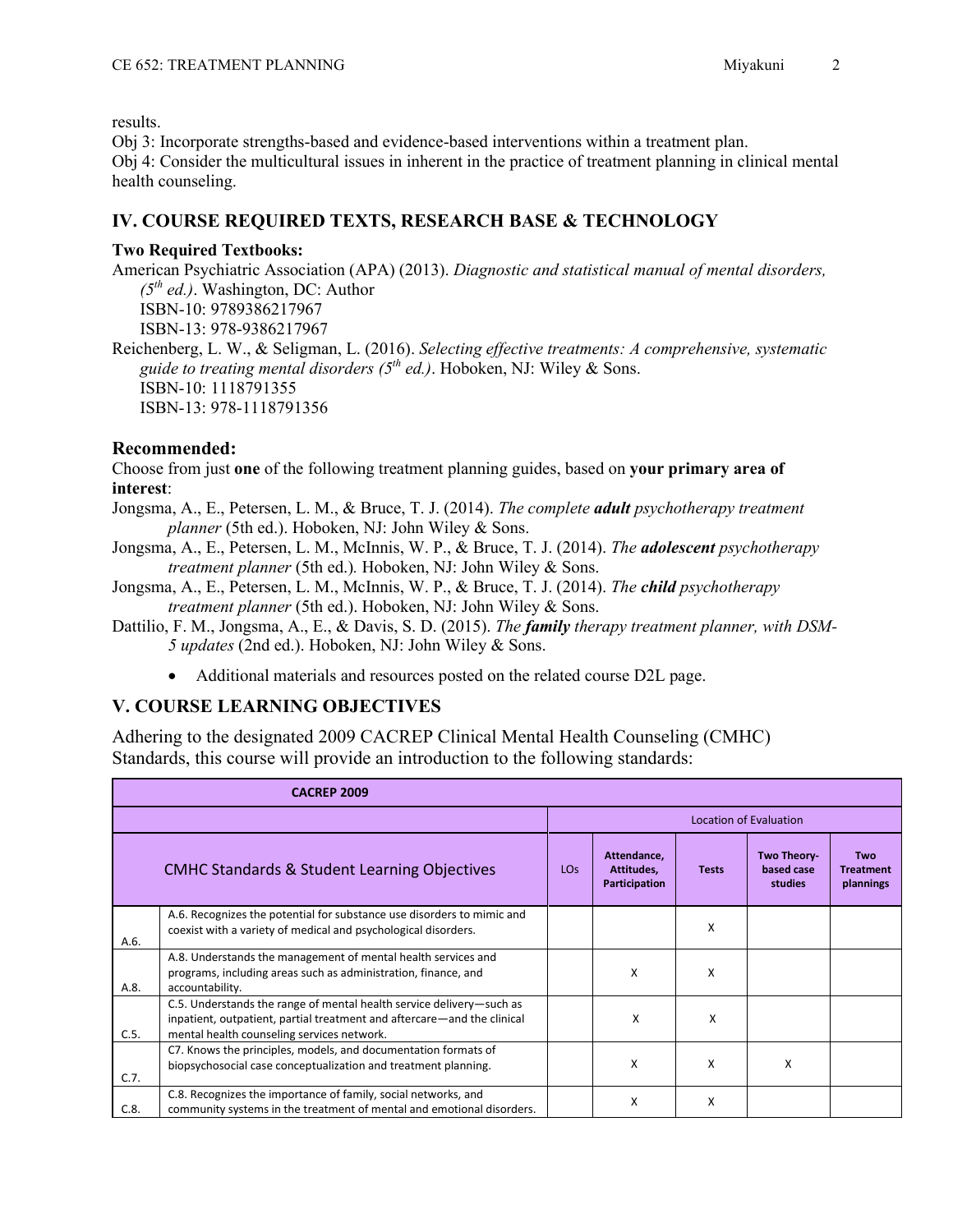results.

Obj 3: Incorporate strengths-based and evidence-based interventions within a treatment plan.

Obj 4: Consider the multicultural issues in inherent in the practice of treatment planning in clinical mental health counseling.

## IV. COURSE REQUIRED TEXTS, RESEARCH BASE & TECHNOLOGY

**Two Required Textbooks:**

American Psychiatric Association (APA) (2013). *Diagnostic and statistical manual of mental disorders, (5th ed.)*. Washington, DC: Author
ISBN-10: 9789386217967
ISBN-13: 978-9386217967

Reichenberg, L. W., & Seligman, L. (2016). *Selecting effective treatments: A comprehensive, systematic guide to treating mental disorders (5th ed.)*. Hoboken, NJ: Wiley & Sons.
ISBN-10: 1118791355
ISBN-13: 978-1118791356

### Recommended:

Choose from just **one** of the following treatment planning guides, based on **your primary area of interest**:

Jongsma, A., E., Petersen, L. M., & Bruce, T. J. (2014). *The complete* ***adult*** *psychotherapy treatment planner* (5th ed.). Hoboken, NJ: John Wiley & Sons.

Jongsma, A., E., Petersen, L. M., McInnis, W. P., & Bruce, T. J. (2014). *The* ***adolescent*** *psychotherapy treatment planner* (5th ed.)*.* Hoboken, NJ: John Wiley & Sons.

Jongsma, A., E., Petersen, L. M., McInnis, W. P., & Bruce, T. J. (2014). *The* ***child*** *psychotherapy treatment planner* (5th ed.). Hoboken, NJ: John Wiley & Sons.

Dattilio, F. M., Jongsma, A., E., & Davis, S. D. (2015). *The* ***family*** *therapy treatment planner, with DSM-5 updates* (2nd ed.). Hoboken, NJ: John Wiley & Sons.

- Additional materials and resources posted on the related course D2L page.

## V. COURSE LEARNING OBJECTIVES

Adhering to the designated 2009 CACREP Clinical Mental Health Counseling (CMHC) Standards, this course will provide an introduction to the following standards:

| CACREP 2009 | | | | | | |
|---|---|---|---|---|---|---|
| | | Location of Evaluation | | | | |
| CMHC Standards & Student Learning Objectives | | LOs | Attendance, Attitudes, Participation | Tests | Two Theory-based case studies | Two Treatment plannings |
| A.6. | A.6. Recognizes the potential for substance use disorders to mimic and coexist with a variety of medical and psychological disorders. | | | X | | |
| A.8. | A.8. Understands the management of mental health services and programs, including areas such as administration, finance, and accountability. | | X | X | | |
| C.5. | C.5. Understands the range of mental health service delivery—such as inpatient, outpatient, partial treatment and aftercare—and the clinical mental health counseling services network. | | X | X | | |
| C.7. | C7. Knows the principles, models, and documentation formats of biopsychosocial case conceptualization and treatment planning. | | X | X | X | |
| C.8. | C.8. Recognizes the importance of family, social networks, and community systems in the treatment of mental and emotional disorders. | | X | X | | |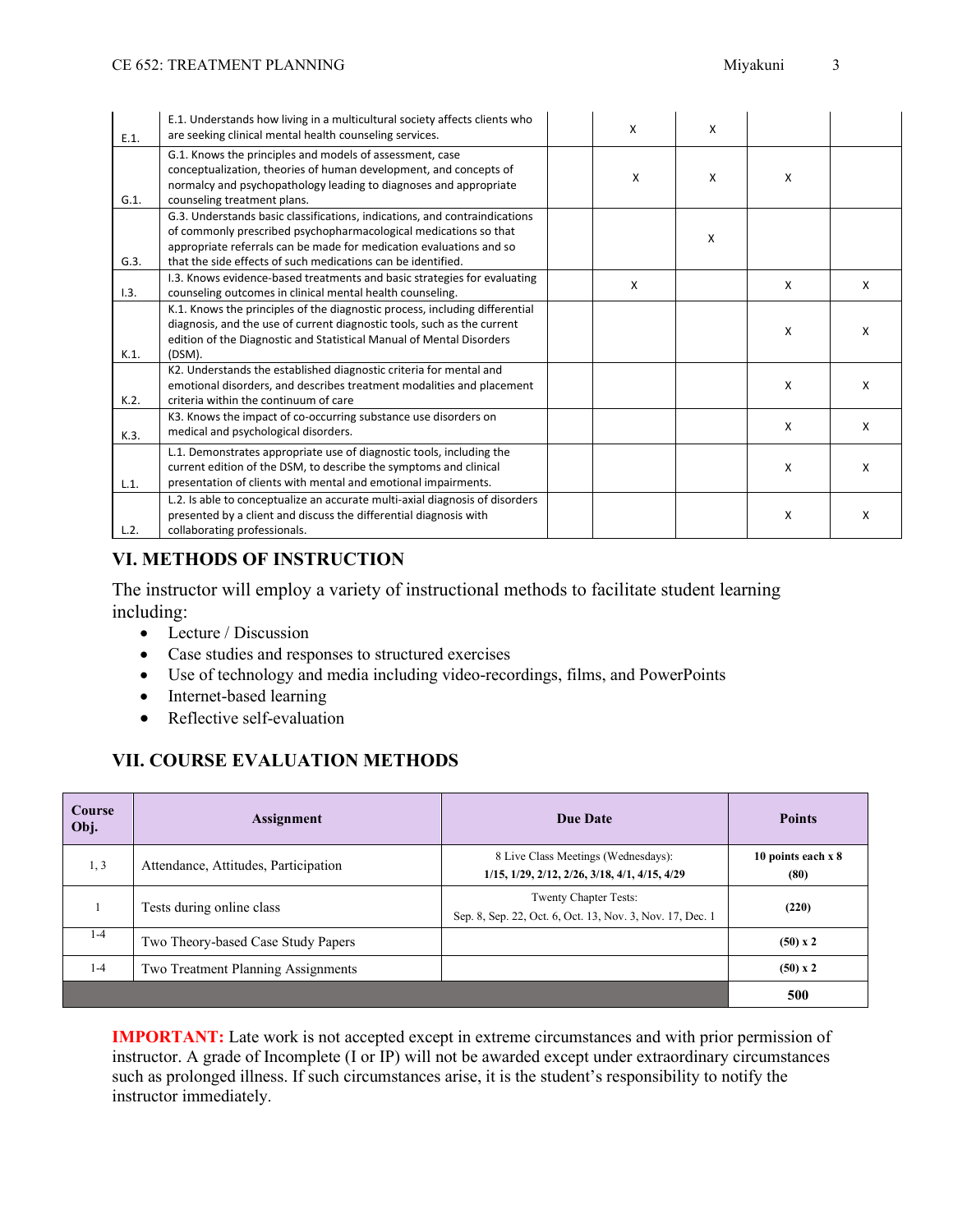| | | | | | | |
|---|---|---|---|---|---|---|
| E.1. | E.1. Understands how living in a multicultural society affects clients who are seeking clinical mental health counseling services. | | X | X | | |
| G.1. | G.1. Knows the principles and models of assessment, case conceptualization, theories of human development, and concepts of normalcy and psychopathology leading to diagnoses and appropriate counseling treatment plans. | | X | X | X | |
| G.3. | G.3. Understands basic classifications, indications, and contraindications of commonly prescribed psychopharmacological medications so that appropriate referrals can be made for medication evaluations and so that the side effects of such medications can be identified. | | | X | | |
| I.3. | I.3. Knows evidence-based treatments and basic strategies for evaluating counseling outcomes in clinical mental health counseling. | | X | | X | X |
| K.1. | K.1. Knows the principles of the diagnostic process, including differential diagnosis, and the use of current diagnostic tools, such as the current edition of the Diagnostic and Statistical Manual of Mental Disorders (DSM). | | | | X | X |
| K.2. | K2. Understands the established diagnostic criteria for mental and emotional disorders, and describes treatment modalities and placement criteria within the continuum of care | | | | X | X |
| K.3. | K3. Knows the impact of co-occurring substance use disorders on medical and psychological disorders. | | | | X | X |
| L.1. | L.1. Demonstrates appropriate use of diagnostic tools, including the current edition of the DSM, to describe the symptoms and clinical presentation of clients with mental and emotional impairments. | | | | X | X |
| L.2. | L.2. Is able to conceptualize an accurate multi-axial diagnosis of disorders presented by a client and discuss the differential diagnosis with collaborating professionals. | | | | X | X |

## VI. METHODS OF INSTRUCTION

The instructor will employ a variety of instructional methods to facilitate student learning including:

- Lecture / Discussion
- Case studies and responses to structured exercises
- Use of technology and media including video-recordings, films, and PowerPoints
- Internet-based learning
- Reflective self-evaluation

## VII. COURSE EVALUATION METHODS

| Course Obj. | Assignment | Due Date | Points |
|---|---|---|---|
| 1, 3 | Attendance, Attitudes, Participation | 8 Live Class Meetings (Wednesdays): **1/15, 1/29, 2/12, 2/26, 3/18, 4/1, 4/15, 4/29** | **10 points each x 8 (80)** |
| 1 | Tests during online class | Twenty Chapter Tests: Sep. 8, Sep. 22, Oct. 6, Oct. 13, Nov. 3, Nov. 17, Dec. 1 | **(220)** |
| 1-4 | Two Theory-based Case Study Papers | | **(50) x 2** |
| 1-4 | Two Treatment Planning Assignments | | **(50) x 2** |
| | | | **500** |

**IMPORTANT:** Late work is not accepted except in extreme circumstances and with prior permission of instructor. A grade of Incomplete (I or IP) will not be awarded except under extraordinary circumstances such as prolonged illness. If such circumstances arise, it is the student's responsibility to notify the instructor immediately.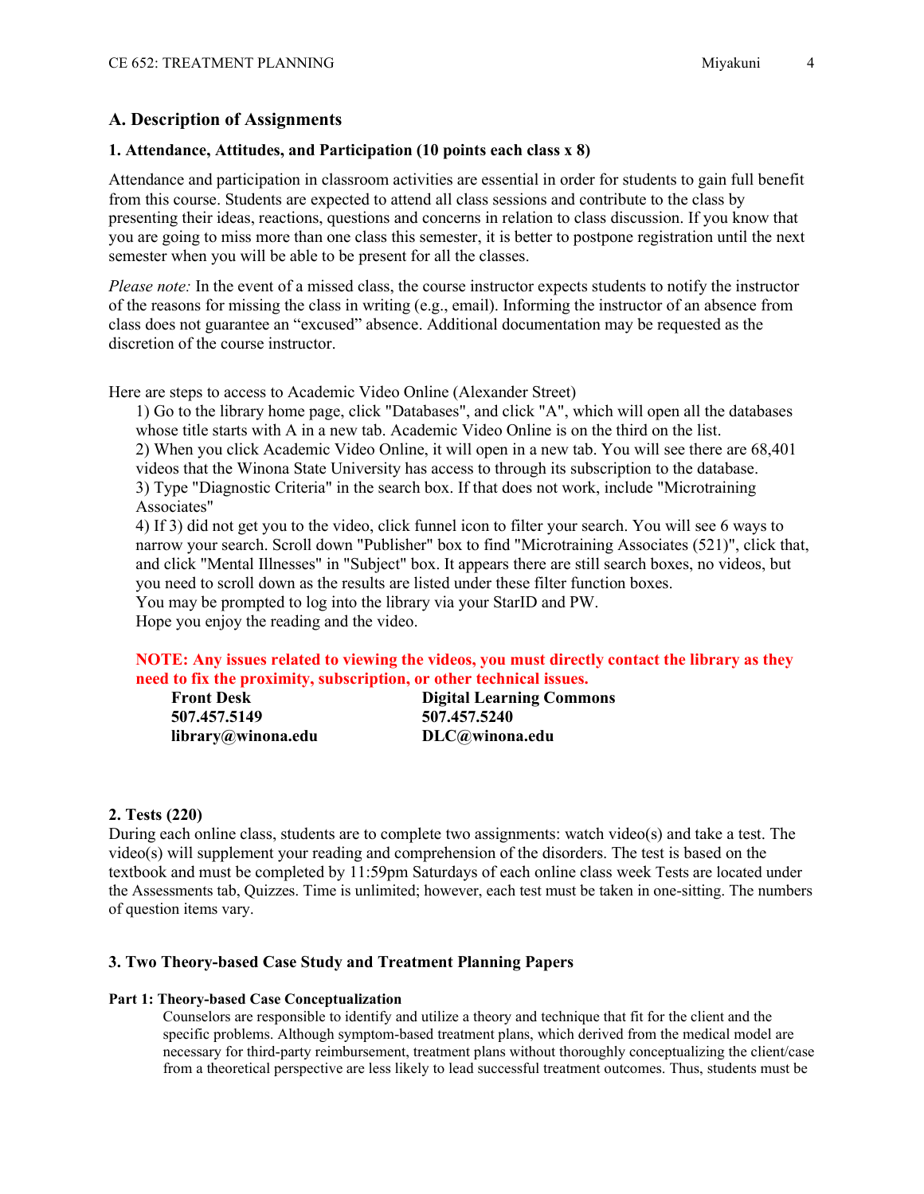## A. Description of Assignments

### 1. Attendance, Attitudes, and Participation (10 points each class x 8)

Attendance and participation in classroom activities are essential in order for students to gain full benefit from this course. Students are expected to attend all class sessions and contribute to the class by presenting their ideas, reactions, questions and concerns in relation to class discussion. If you know that you are going to miss more than one class this semester, it is better to postpone registration until the next semester when you will be able to be present for all the classes.

*Please note:* In the event of a missed class, the course instructor expects students to notify the instructor of the reasons for missing the class in writing (e.g., email). Informing the instructor of an absence from class does not guarantee an "excused" absence. Additional documentation may be requested as the discretion of the course instructor.

Here are steps to access to Academic Video Online (Alexander Street)

1) Go to the library home page, click "Databases", and click "A", which will open all the databases whose title starts with A in a new tab. Academic Video Online is on the third on the list.
2) When you click Academic Video Online, it will open in a new tab. You will see there are 68,401 videos that the Winona State University has access to through its subscription to the database.
3) Type "Diagnostic Criteria" in the search box. If that does not work, include "Microtraining Associates"
4) If 3) did not get you to the video, click funnel icon to filter your search. You will see 6 ways to narrow your search. Scroll down "Publisher" box to find "Microtraining Associates (521)", click that, and click "Mental Illnesses" in "Subject" box. It appears there are still search boxes, no videos, but you need to scroll down as the results are listed under these filter function boxes.

You may be prompted to log into the library via your StarID and PW.
Hope you enjoy the reading and the video.

**NOTE: Any issues related to viewing the videos, you must directly contact the library as they need to fix the proximity, subscription, or other technical issues.**

| **Front Desk** | **Digital Learning Commons** |
|---|---|
| **507.457.5149** | **507.457.5240** |
| **library@winona.edu** | **DLC@winona.edu** |

### 2. Tests (220)

During each online class, students are to complete two assignments: watch video(s) and take a test. The video(s) will supplement your reading and comprehension of the disorders. The test is based on the textbook and must be completed by 11:59pm Saturdays of each online class week Tests are located under the Assessments tab, Quizzes. Time is unlimited; however, each test must be taken in one-sitting. The numbers of question items vary.

### 3. Two Theory-based Case Study and Treatment Planning Papers

#### Part 1: Theory-based Case Conceptualization

Counselors are responsible to identify and utilize a theory and technique that fit for the client and the specific problems. Although symptom-based treatment plans, which derived from the medical model are necessary for third-party reimbursement, treatment plans without thoroughly conceptualizing the client/case from a theoretical perspective are less likely to lead successful treatment outcomes. Thus, students must be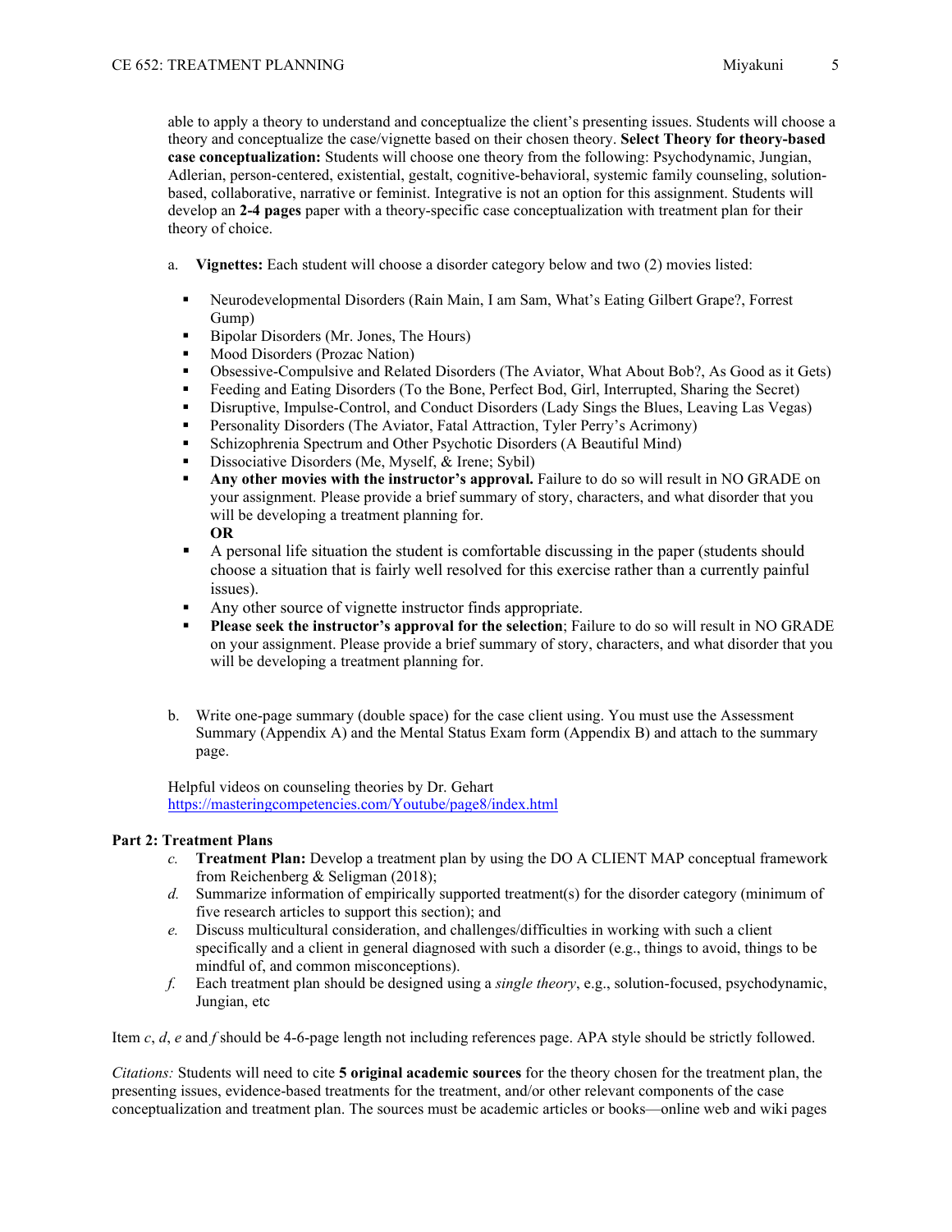able to apply a theory to understand and conceptualize the client's presenting issues. Students will choose a theory and conceptualize the case/vignette based on their chosen theory. **Select Theory for theory-based case conceptualization:** Students will choose one theory from the following: Psychodynamic, Jungian, Adlerian, person-centered, existential, gestalt, cognitive-behavioral, systemic family counseling, solution-based, collaborative, narrative or feminist. Integrative is not an option for this assignment. Students will develop an **2-4 pages** paper with a theory-specific case conceptualization with treatment plan for their theory of choice.

a. **Vignettes:** Each student will choose a disorder category below and two (2) movies listed:

- Neurodevelopmental Disorders (Rain Main, I am Sam, What's Eating Gilbert Grape?, Forrest Gump)
- Bipolar Disorders (Mr. Jones, The Hours)
- Mood Disorders (Prozac Nation)
- Obsessive-Compulsive and Related Disorders (The Aviator, What About Bob?, As Good as it Gets)
- Feeding and Eating Disorders (To the Bone, Perfect Bod, Girl, Interrupted, Sharing the Secret)
- Disruptive, Impulse-Control, and Conduct Disorders (Lady Sings the Blues, Leaving Las Vegas)
- Personality Disorders (The Aviator, Fatal Attraction, Tyler Perry's Acrimony)
- Schizophrenia Spectrum and Other Psychotic Disorders (A Beautiful Mind)
- Dissociative Disorders (Me, Myself, & Irene; Sybil)
- **Any other movies with the instructor's approval.** Failure to do so will result in NO GRADE on your assignment. Please provide a brief summary of story, characters, and what disorder that you will be developing a treatment planning for.
  **OR**
- A personal life situation the student is comfortable discussing in the paper (students should choose a situation that is fairly well resolved for this exercise rather than a currently painful issues).
- Any other source of vignette instructor finds appropriate.
- **Please seek the instructor's approval for the selection**; Failure to do so will result in NO GRADE on your assignment. Please provide a brief summary of story, characters, and what disorder that you will be developing a treatment planning for.

b. Write one-page summary (double space) for the case client using. You must use the Assessment Summary (Appendix A) and the Mental Status Exam form (Appendix B) and attach to the summary page.

Helpful videos on counseling theories by Dr. Gehart
https://masteringcompetencies.com/Youtube/page8/index.html

**Part 2: Treatment Plans**

*c.* **Treatment Plan:** Develop a treatment plan by using the DO A CLIENT MAP conceptual framework from Reichenberg & Seligman (2018);

*d.* Summarize information of empirically supported treatment(s) for the disorder category (minimum of five research articles to support this section); and

*e.* Discuss multicultural consideration, and challenges/difficulties in working with such a client specifically and a client in general diagnosed with such a disorder (e.g., things to avoid, things to be mindful of, and common misconceptions).

*f.* Each treatment plan should be designed using a *single theory*, e.g., solution-focused, psychodynamic, Jungian, etc

Item *c*, *d*, *e* and *f* should be 4-6-page length not including references page. APA style should be strictly followed.

*Citations:* Students will need to cite **5 original academic sources** for the theory chosen for the treatment plan, the presenting issues, evidence-based treatments for the treatment, and/or other relevant components of the case conceptualization and treatment plan. The sources must be academic articles or books—online web and wiki pages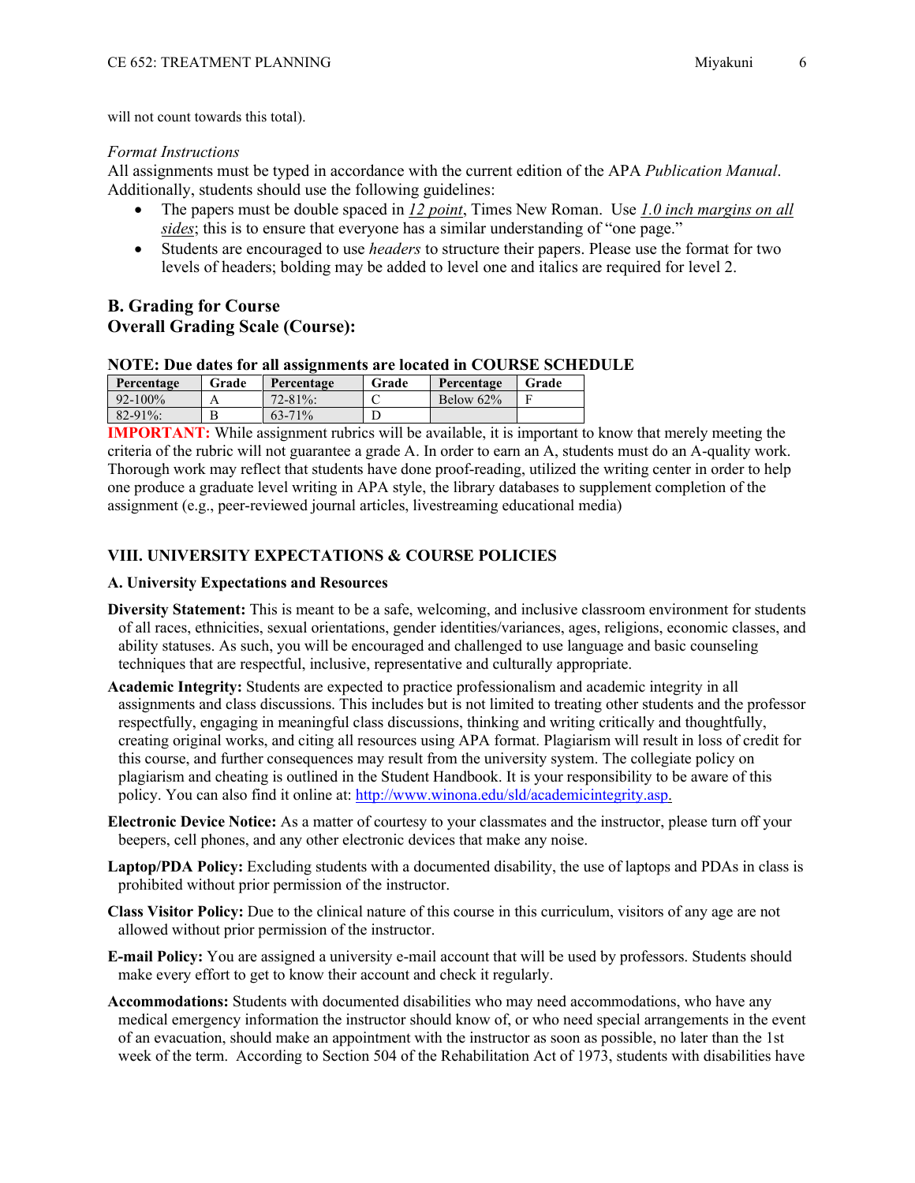will not count towards this total).

*Format Instructions*

All assignments must be typed in accordance with the current edition of the APA *Publication Manual*. Additionally, students should use the following guidelines:

- The papers must be double spaced in *12 point*, Times New Roman. Use *1.0 inch margins on all sides*; this is to ensure that everyone has a similar understanding of "one page."
- Students are encouraged to use *headers* to structure their papers. Please use the format for two levels of headers; bolding may be added to level one and italics are required for level 2.

### B. Grading for Course
### Overall Grading Scale (Course):

**NOTE: Due dates for all assignments are located in COURSE SCHEDULE**

| Percentage | Grade | Percentage | Grade | Percentage | Grade |
|---|---|---|---|---|---|
| 92-100% | A | 72-81%: | C | Below 62% | F |
| 82-91%: | B | 63-71% | D | | |

**IMPORTANT:** While assignment rubrics will be available, it is important to know that merely meeting the criteria of the rubric will not guarantee a grade A. In order to earn an A, students must do an A-quality work. Thorough work may reflect that students have done proof-reading, utilized the writing center in order to help one produce a graduate level writing in APA style, the library databases to supplement completion of the assignment (e.g., peer-reviewed journal articles, livestreaming educational media)

## VIII. UNIVERSITY EXPECTATIONS & COURSE POLICIES

### A. University Expectations and Resources

**Diversity Statement:** This is meant to be a safe, welcoming, and inclusive classroom environment for students of all races, ethnicities, sexual orientations, gender identities/variances, ages, religions, economic classes, and ability statuses. As such, you will be encouraged and challenged to use language and basic counseling techniques that are respectful, inclusive, representative and culturally appropriate.

**Academic Integrity:** Students are expected to practice professionalism and academic integrity in all assignments and class discussions. This includes but is not limited to treating other students and the professor respectfully, engaging in meaningful class discussions, thinking and writing critically and thoughtfully, creating original works, and citing all resources using APA format. Plagiarism will result in loss of credit for this course, and further consequences may result from the university system. The collegiate policy on plagiarism and cheating is outlined in the Student Handbook. It is your responsibility to be aware of this policy. You can also find it online at: http://www.winona.edu/sld/academicintegrity.asp.

**Electronic Device Notice:** As a matter of courtesy to your classmates and the instructor, please turn off your beepers, cell phones, and any other electronic devices that make any noise.

**Laptop/PDA Policy:** Excluding students with a documented disability, the use of laptops and PDAs in class is prohibited without prior permission of the instructor.

**Class Visitor Policy:** Due to the clinical nature of this course in this curriculum, visitors of any age are not allowed without prior permission of the instructor.

**E-mail Policy:** You are assigned a university e-mail account that will be used by professors. Students should make every effort to get to know their account and check it regularly.

**Accommodations:** Students with documented disabilities who may need accommodations, who have any medical emergency information the instructor should know of, or who need special arrangements in the event of an evacuation, should make an appointment with the instructor as soon as possible, no later than the 1st week of the term. According to Section 504 of the Rehabilitation Act of 1973, students with disabilities have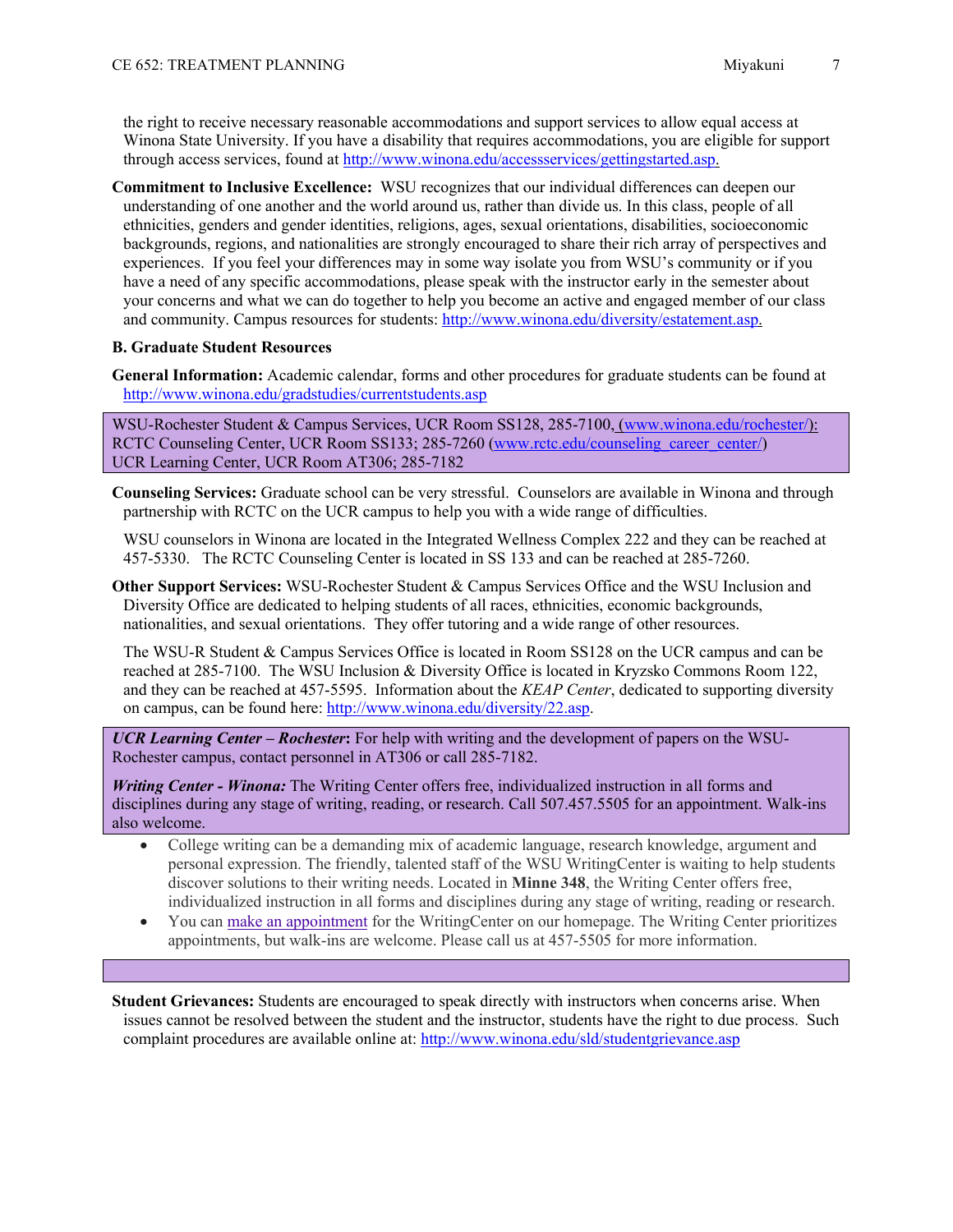the right to receive necessary reasonable accommodations and support services to allow equal access at Winona State University. If you have a disability that requires accommodations, you are eligible for support through access services, found at http://www.winona.edu/accessservices/gettingstarted.asp.

**Commitment to Inclusive Excellence:** WSU recognizes that our individual differences can deepen our understanding of one another and the world around us, rather than divide us. In this class, people of all ethnicities, genders and gender identities, religions, ages, sexual orientations, disabilities, socioeconomic backgrounds, regions, and nationalities are strongly encouraged to share their rich array of perspectives and experiences. If you feel your differences may in some way isolate you from WSU's community or if you have a need of any specific accommodations, please speak with the instructor early in the semester about your concerns and what we can do together to help you become an active and engaged member of our class and community. Campus resources for students: http://www.winona.edu/diversity/estatement.asp.

**B. Graduate Student Resources**

**General Information:** Academic calendar, forms and other procedures for graduate students can be found at http://www.winona.edu/gradstudies/currentstudents.asp

WSU-Rochester Student & Campus Services, UCR Room SS128, 285-7100, (www.winona.edu/rochester/):
RCTC Counseling Center, UCR Room SS133; 285-7260 (www.rctc.edu/counseling_career_center/)
UCR Learning Center, UCR Room AT306; 285-7182

**Counseling Services:** Graduate school can be very stressful. Counselors are available in Winona and through partnership with RCTC on the UCR campus to help you with a wide range of difficulties.

WSU counselors in Winona are located in the Integrated Wellness Complex 222 and they can be reached at 457-5330. The RCTC Counseling Center is located in SS 133 and can be reached at 285-7260.

**Other Support Services:** WSU-Rochester Student & Campus Services Office and the WSU Inclusion and Diversity Office are dedicated to helping students of all races, ethnicities, economic backgrounds, nationalities, and sexual orientations. They offer tutoring and a wide range of other resources.

The WSU-R Student & Campus Services Office is located in Room SS128 on the UCR campus and can be reached at 285-7100. The WSU Inclusion & Diversity Office is located in Kryzsko Commons Room 122, and they can be reached at 457-5595. Information about the *KEAP Center*, dedicated to supporting diversity on campus, can be found here: http://www.winona.edu/diversity/22.asp.

***UCR Learning Center – Rochester*:** For help with writing and the development of papers on the WSU-Rochester campus, contact personnel in AT306 or call 285-7182.

***Writing Center - Winona:*** The Writing Center offers free, individualized instruction in all forms and disciplines during any stage of writing, reading, or research. Call 507.457.5505 for an appointment. Walk-ins also welcome.

- College writing can be a demanding mix of academic language, research knowledge, argument and personal expression. The friendly, talented staff of the WSU WritingCenter is waiting to help students discover solutions to their writing needs. Located in **Minne 348**, the Writing Center offers free, individualized instruction in all forms and disciplines during any stage of writing, reading or research.
- You can make an appointment for the WritingCenter on our homepage. The Writing Center prioritizes appointments, but walk-ins are welcome. Please call us at 457-5505 for more information.

**Student Grievances:** Students are encouraged to speak directly with instructors when concerns arise. When issues cannot be resolved between the student and the instructor, students have the right to due process. Such complaint procedures are available online at: http://www.winona.edu/sld/studentgrievance.asp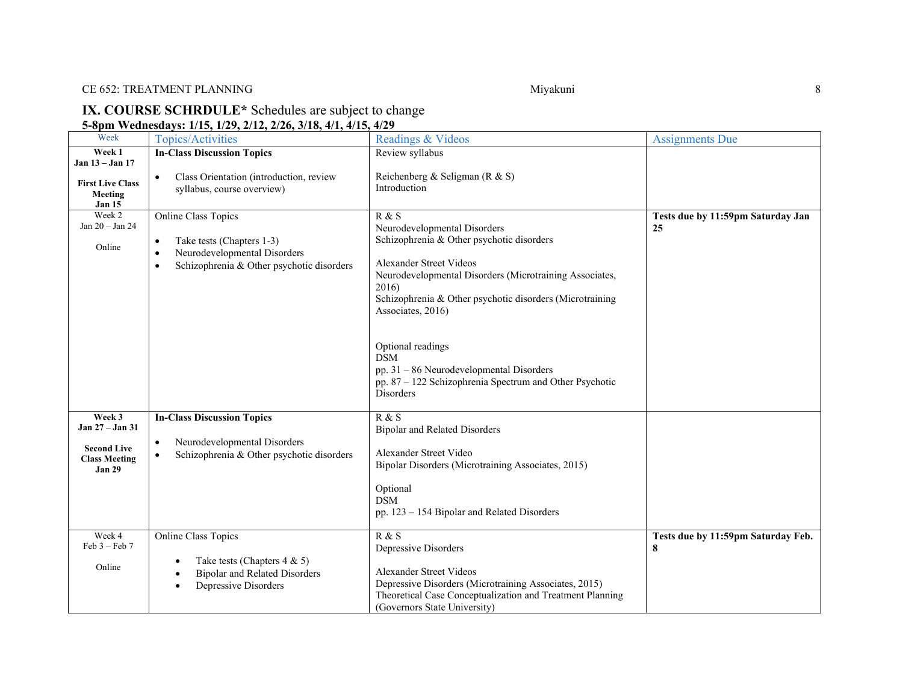## IX. COURSE SCHRDULE* Schedules are subject to change

**5-8pm Wednesdays: 1/15, 1/29, 2/12, 2/26, 3/18, 4/1, 4/15, 4/29**

| Week | Topics/Activities | Readings & Videos | Assignments Due |
|---|---|---|---|
| **Week 1**<br>**Jan 13 – Jan 17**<br><br>**First Live Class Meeting**<br>**Jan 15** | **In-Class Discussion Topics**<br><br>• Class Orientation (introduction, review syllabus, course overview) | Review syllabus<br><br>Reichenberg & Seligman (R & S)<br>Introduction | |
| Week 2<br>Jan 20 – Jan 24<br><br>Online | Online Class Topics<br><br>• Take tests (Chapters 1-3)<br>• Neurodevelopmental Disorders<br>• Schizophrenia & Other psychotic disorders | R & S<br>Neurodevelopmental Disorders<br>Schizophrenia & Other psychotic disorders<br><br>Alexander Street Videos<br>Neurodevelopmental Disorders (Microtraining Associates, 2016)<br>Schizophrenia & Other psychotic disorders (Microtraining Associates, 2016)<br><br>Optional readings<br>DSM<br>pp. 31 – 86 Neurodevelopmental Disorders<br>pp. 87 – 122 Schizophrenia Spectrum and Other Psychotic Disorders | **Tests due by 11:59pm Saturday Jan 25** |
| **Week 3**<br>**Jan 27 – Jan 31**<br><br>**Second Live Class Meeting**<br>**Jan 29** | **In-Class Discussion Topics**<br><br>• Neurodevelopmental Disorders<br>• Schizophrenia & Other psychotic disorders | R & S<br>Bipolar and Related Disorders<br><br>Alexander Street Video<br>Bipolar Disorders (Microtraining Associates, 2015)<br><br>Optional<br>DSM<br>pp. 123 – 154 Bipolar and Related Disorders | |
| Week 4<br>Feb 3 – Feb 7<br><br>Online | Online Class Topics<br><br>• Take tests (Chapters 4 & 5)<br>• Bipolar and Related Disorders<br>• Depressive Disorders | R & S<br>Depressive Disorders<br><br>Alexander Street Videos<br>Depressive Disorders (Microtraining Associates, 2015)<br>Theoretical Case Conceptualization and Treatment Planning (Governors State University) | **Tests due by 11:59pm Saturday Feb. 8** |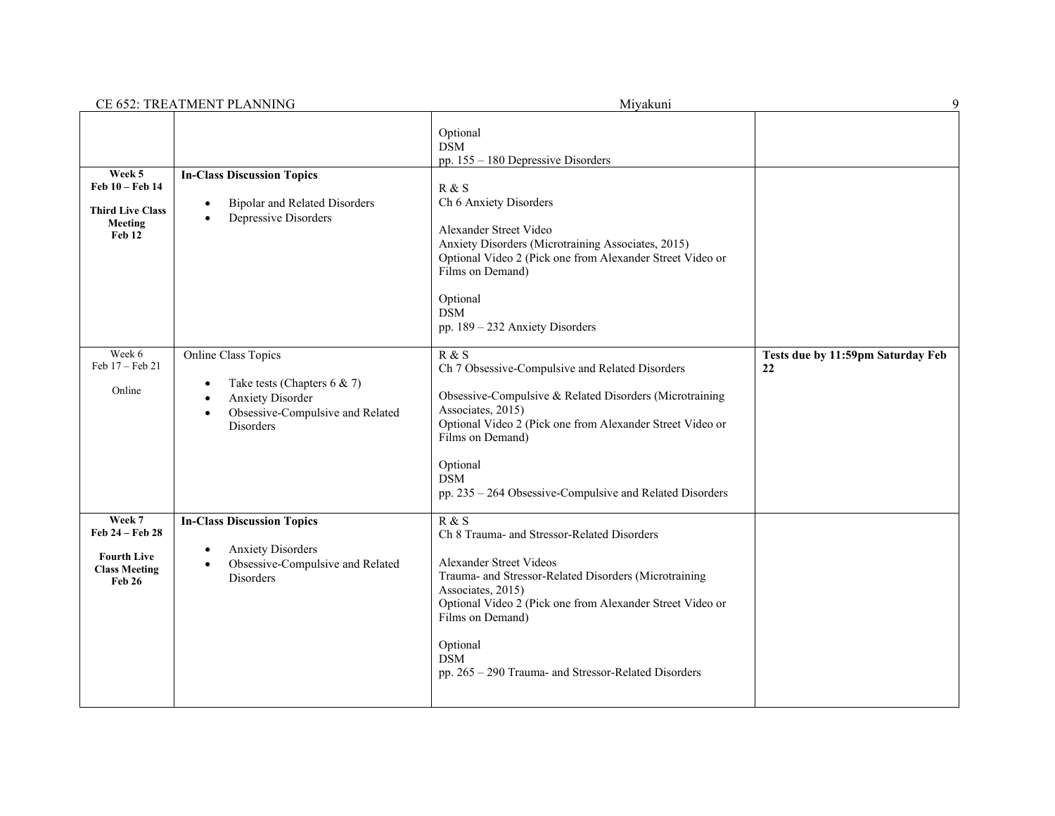| | | | |
|---|---|---|---|
| | | Optional<br>DSM<br>pp. 155 – 180 Depressive Disorders | |
| **Week 5**<br>**Feb 10 – Feb 14**<br><br>**Third Live Class Meeting**<br>**Feb 12** | **In-Class Discussion Topics**<br><br>• Bipolar and Related Disorders<br>• Depressive Disorders | R & S<br>Ch 6 Anxiety Disorders<br><br>Alexander Street Video<br>Anxiety Disorders (Microtraining Associates, 2015)<br>Optional Video 2 (Pick one from Alexander Street Video or Films on Demand)<br><br>Optional<br>DSM<br>pp. 189 – 232 Anxiety Disorders | |
| Week 6<br>Feb 17 – Feb 21<br><br>Online | Online Class Topics<br><br>• Take tests (Chapters 6 & 7)<br>• Anxiety Disorder<br>• Obsessive-Compulsive and Related Disorders | R & S<br>Ch 7 Obsessive-Compulsive and Related Disorders<br><br>Obsessive-Compulsive & Related Disorders (Microtraining Associates, 2015)<br>Optional Video 2 (Pick one from Alexander Street Video or Films on Demand)<br><br>Optional<br>DSM<br>pp. 235 – 264 Obsessive-Compulsive and Related Disorders | **Tests due by 11:59pm Saturday Feb 22** |
| **Week 7**<br>**Feb 24 – Feb 28**<br><br>**Fourth Live Class Meeting**<br>**Feb 26** | **In-Class Discussion Topics**<br><br>• Anxiety Disorders<br>• Obsessive-Compulsive and Related Disorders | R & S<br>Ch 8 Trauma- and Stressor-Related Disorders<br><br>Alexander Street Videos<br>Trauma- and Stressor-Related Disorders (Microtraining Associates, 2015)<br>Optional Video 2 (Pick one from Alexander Street Video or Films on Demand)<br><br>Optional<br>DSM<br>pp. 265 – 290 Trauma- and Stressor-Related Disorders | |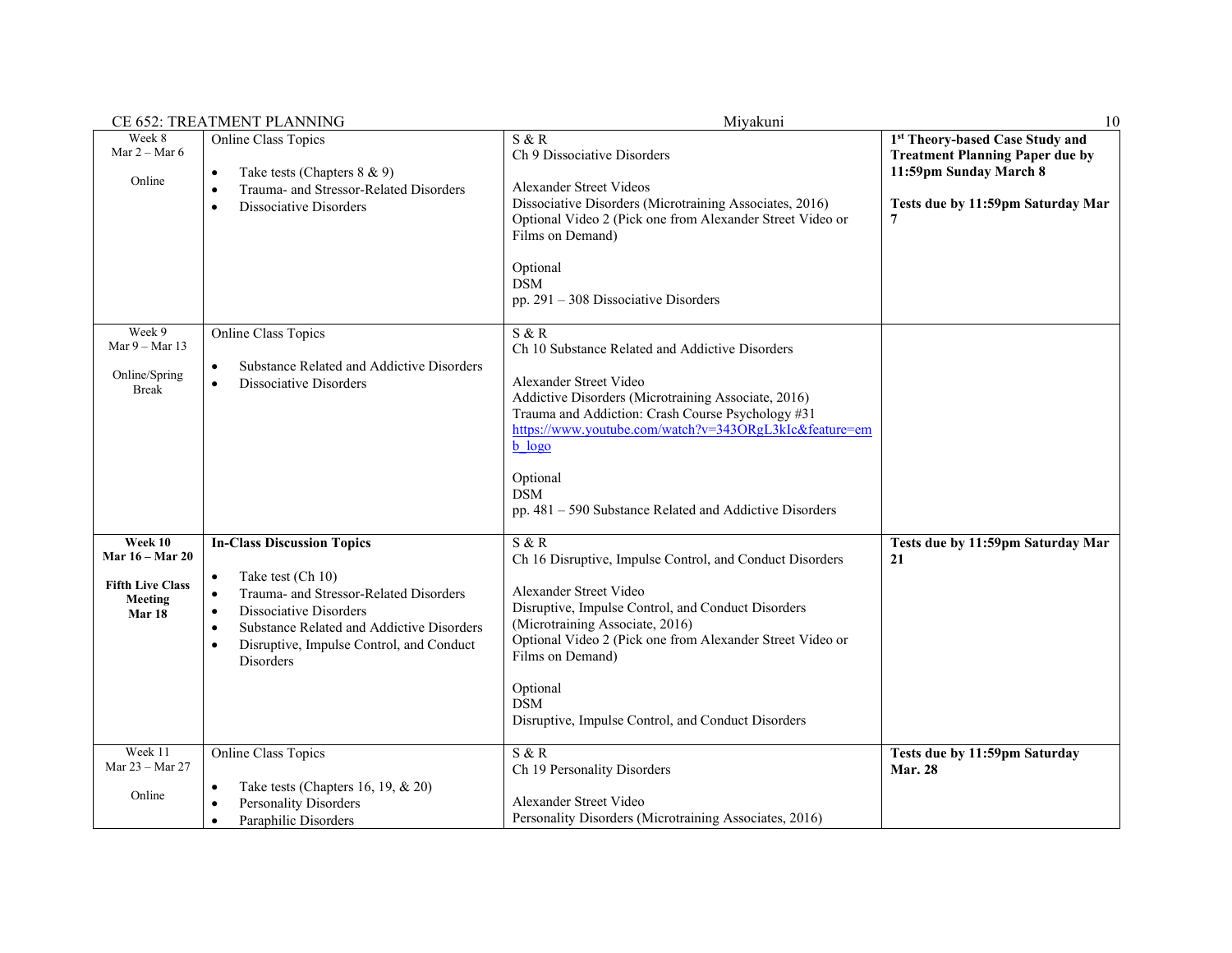| | | | |
|---|---|---|---|
| Week 8<br>Mar 2 – Mar 6<br><br>Online | Online Class Topics<br><br>• Take tests (Chapters 8 & 9)<br>• Trauma- and Stressor-Related Disorders<br>• Dissociative Disorders | S & R<br>Ch 9 Dissociative Disorders<br><br>Alexander Street Videos<br>Dissociative Disorders (Microtraining Associates, 2016)<br>Optional Video 2 (Pick one from Alexander Street Video or Films on Demand)<br><br>Optional<br>DSM<br>pp. 291 – 308 Dissociative Disorders | **1st Theory-based Case Study and Treatment Planning Paper due by 11:59pm Sunday March 8**<br><br>**Tests due by 11:59pm Saturday Mar 7** |
| Week 9<br>Mar 9 – Mar 13<br><br>Online/Spring Break | Online Class Topics<br><br>• Substance Related and Addictive Disorders<br>• Dissociative Disorders | S & R<br>Ch 10 Substance Related and Addictive Disorders<br><br>Alexander Street Video<br>Addictive Disorders (Microtraining Associate, 2016)<br>Trauma and Addiction: Crash Course Psychology #31<br>https://www.youtube.com/watch?v=343ORgL3kIc&feature=emb_logo<br><br>Optional<br>DSM<br>pp. 481 – 590 Substance Related and Addictive Disorders | |
| **Week 10**<br>**Mar 16 – Mar 20**<br><br>**Fifth Live Class Meeting**<br>**Mar 18** | **In-Class Discussion Topics**<br><br>• Take test (Ch 10)<br>• Trauma- and Stressor-Related Disorders<br>• Dissociative Disorders<br>• Substance Related and Addictive Disorders<br>• Disruptive, Impulse Control, and Conduct Disorders | S & R<br>Ch 16 Disruptive, Impulse Control, and Conduct Disorders<br><br>Alexander Street Video<br>Disruptive, Impulse Control, and Conduct Disorders (Microtraining Associate, 2016)<br>Optional Video 2 (Pick one from Alexander Street Video or Films on Demand)<br><br>Optional<br>DSM<br>Disruptive, Impulse Control, and Conduct Disorders | **Tests due by 11:59pm Saturday Mar 21** |
| Week 11<br>Mar 23 – Mar 27<br><br>Online | Online Class Topics<br><br>• Take tests (Chapters 16, 19, & 20)<br>• Personality Disorders<br>• Paraphilic Disorders | S & R<br>Ch 19 Personality Disorders<br><br>Alexander Street Video<br>Personality Disorders (Microtraining Associates, 2016) | **Tests due by 11:59pm Saturday Mar. 28** |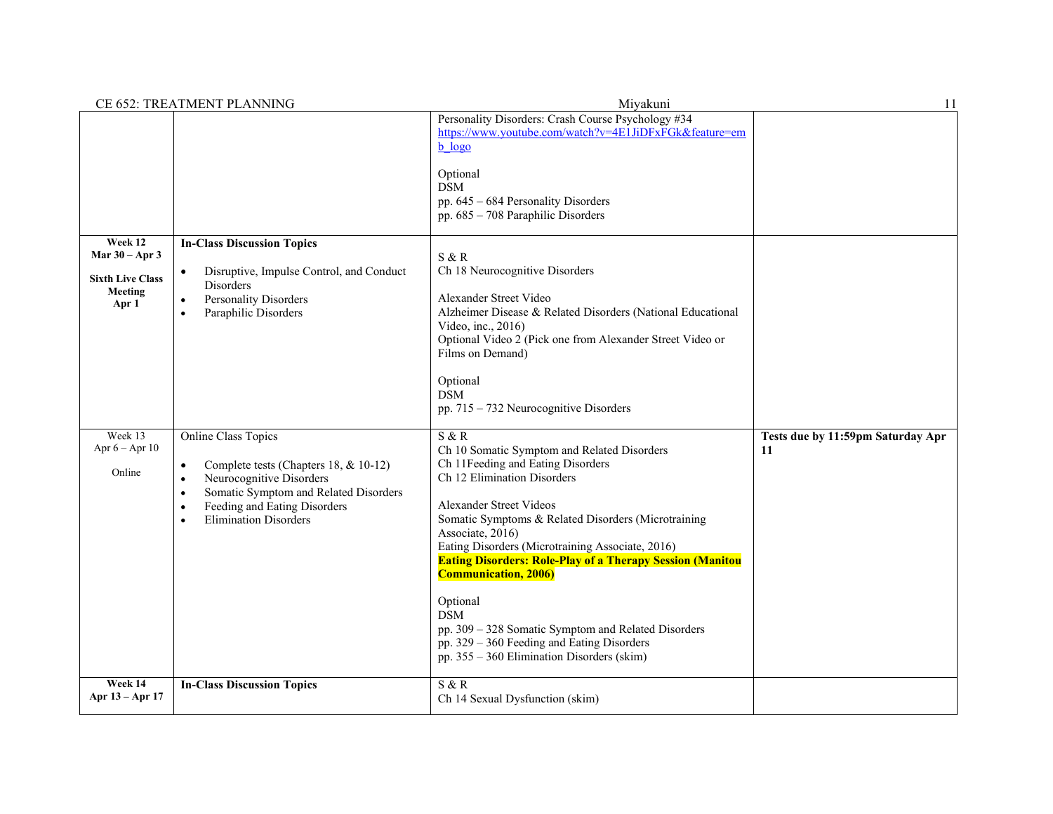| | | | |
|---|---|---|---|
| | | Personality Disorders: Crash Course Psychology #34<br>https://www.youtube.com/watch?v=4E1JiDFxFGk&feature=emb_logo<br><br>Optional<br>DSM<br>pp. 645 – 684 Personality Disorders<br>pp. 685 – 708 Paraphilic Disorders | |
| **Week 12**<br>**Mar 30 – Apr 3**<br><br>**Sixth Live Class Meeting**<br>**Apr 1** | **In-Class Discussion Topics**<br><br>• Disruptive, Impulse Control, and Conduct Disorders<br>• Personality Disorders<br>• Paraphilic Disorders | S & R<br>Ch 18 Neurocognitive Disorders<br><br>Alexander Street Video<br>Alzheimer Disease & Related Disorders (National Educational Video, inc., 2016)<br>Optional Video 2 (Pick one from Alexander Street Video or Films on Demand)<br><br>Optional<br>DSM<br>pp. 715 – 732 Neurocognitive Disorders | |
| Week 13<br>Apr 6 – Apr 10<br><br>Online | Online Class Topics<br><br>• Complete tests (Chapters 18, & 10-12)<br>• Neurocognitive Disorders<br>• Somatic Symptom and Related Disorders<br>• Feeding and Eating Disorders<br>• Elimination Disorders | S & R<br>Ch 10 Somatic Symptom and Related Disorders<br>Ch 11Feeding and Eating Disorders<br>Ch 12 Elimination Disorders<br><br>Alexander Street Videos<br>Somatic Symptoms & Related Disorders (Microtraining Associate, 2016)<br>Eating Disorders (Microtraining Associate, 2016)<br>**Eating Disorders: Role-Play of a Therapy Session (Manitou Communication, 2006)**<br><br>Optional<br>DSM<br>pp. 309 – 328 Somatic Symptom and Related Disorders<br>pp. 329 – 360 Feeding and Eating Disorders<br>pp. 355 – 360 Elimination Disorders (skim) | **Tests due by 11:59pm Saturday Apr 11** |
| **Week 14**<br>**Apr 13 – Apr 17** | **In-Class Discussion Topics** | S & R<br>Ch 14 Sexual Dysfunction (skim) | |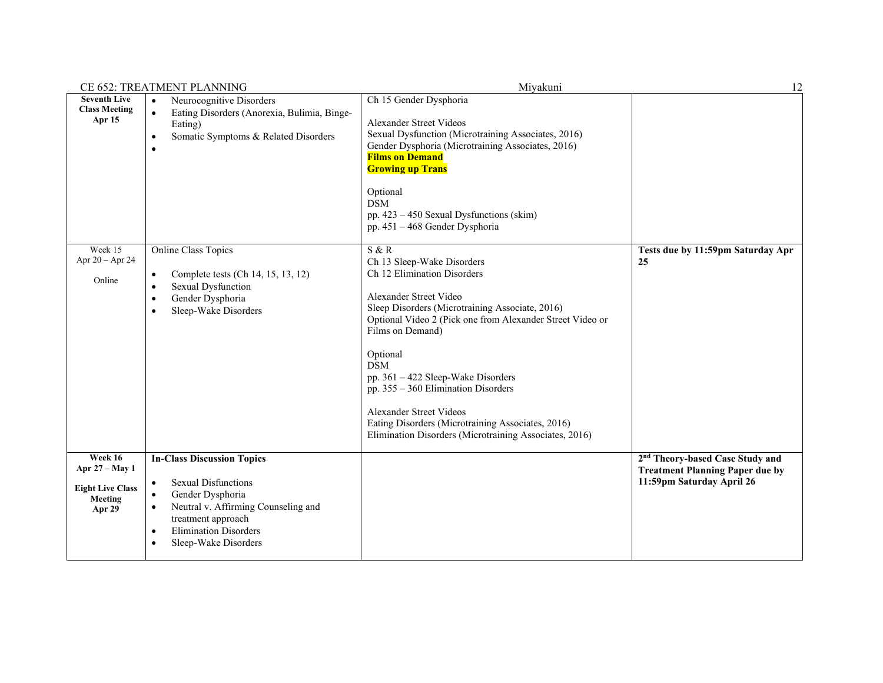| Seventh Live Class Meeting Apr 15 | • Neurocognitive Disorders<br>• Eating Disorders (Anorexia, Bulimia, Binge-Eating)<br>• Somatic Symptoms & Related Disorders<br>• | Ch 15 Gender Dysphoria<br><br>Alexander Street Videos<br>Sexual Dysfunction (Microtraining Associates, 2016)<br>Gender Dysphoria (Microtraining Associates, 2016)<br>**Films on Demand**<br>**Growing up Trans**<br><br>Optional<br>DSM<br>pp. 423 – 450 Sexual Dysfunctions (skim)<br>pp. 451 – 468 Gender Dysphoria | |
|---|---|---|---|
| Week 15<br>Apr 20 – Apr 24<br><br>Online | Online Class Topics<br><br>• Complete tests (Ch 14, 15, 13, 12)<br>• Sexual Dysfunction<br>• Gender Dysphoria<br>• Sleep-Wake Disorders | S & R<br>Ch 13 Sleep-Wake Disorders<br>Ch 12 Elimination Disorders<br><br>Alexander Street Video<br>Sleep Disorders (Microtraining Associate, 2016)<br>Optional Video 2 (Pick one from Alexander Street Video or Films on Demand)<br><br>Optional<br>DSM<br>pp. 361 – 422 Sleep-Wake Disorders<br>pp. 355 – 360 Elimination Disorders<br><br>Alexander Street Videos<br>Eating Disorders (Microtraining Associates, 2016)<br>Elimination Disorders (Microtraining Associates, 2016) | **Tests due by 11:59pm Saturday Apr 25** |
| **Week 16**<br>**Apr 27 – May 1**<br><br>**Eight Live Class Meeting**<br>**Apr 29** | **In-Class Discussion Topics**<br><br>• Sexual Disfunctions<br>• Gender Dysphoria<br>• Neutral v. Affirming Counseling and treatment approach<br>• Elimination Disorders<br>• Sleep-Wake Disorders | | **2nd Theory-based Case Study and Treatment Planning Paper due by 11:59pm Saturday April 26** |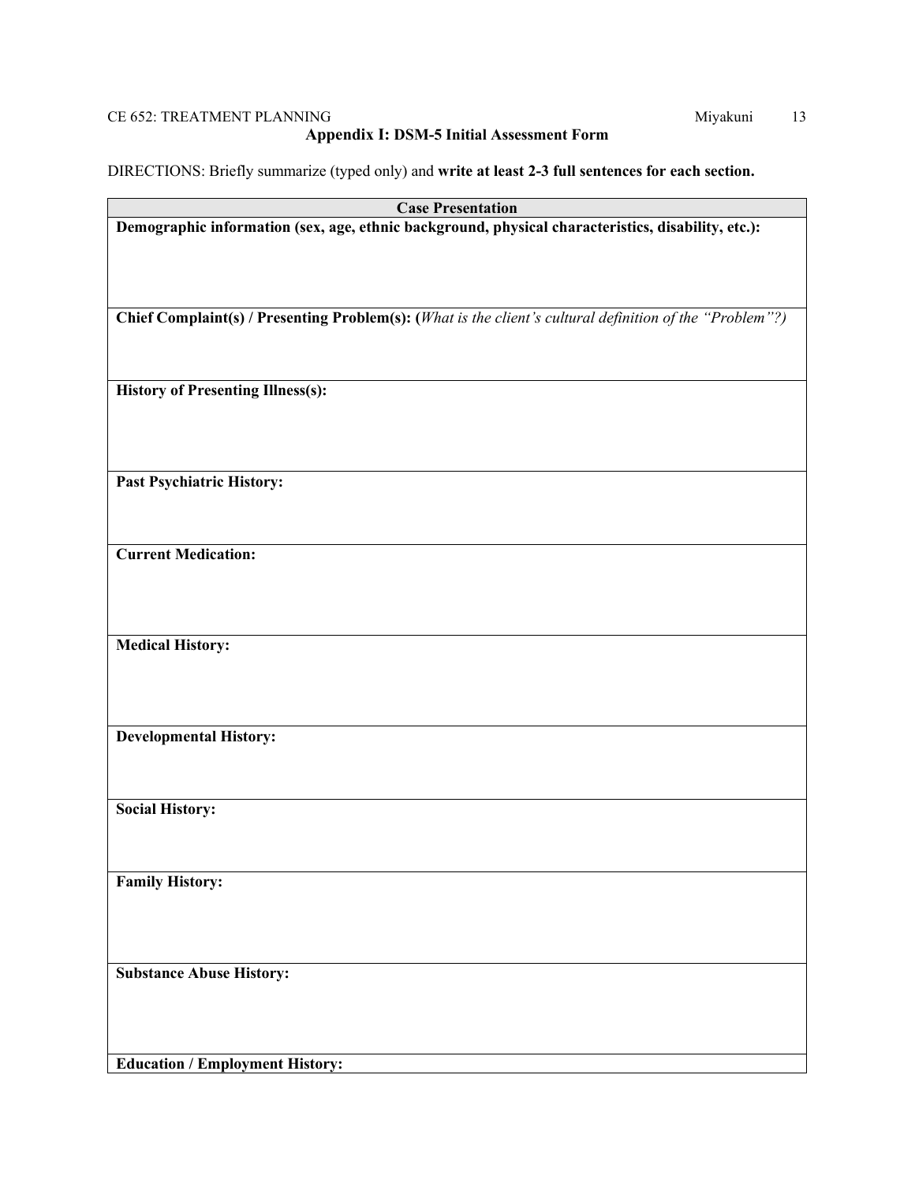## Appendix I: DSM-5 Initial Assessment Form

DIRECTIONS: Briefly summarize (typed only) and **write at least 2-3 full sentences for each section.**

| Case Presentation |
| --- |
| **Demographic information (sex, age, ethnic background, physical characteristics, disability, etc.):** |
| **Chief Complaint(s) / Presenting Problem(s): (***What is the client's cultural definition of the "Problem"?)* |
| **History of Presenting Illness(s):** |
| **Past Psychiatric History:** |
| **Current Medication:** |
| **Medical History:** |
| **Developmental History:** |
| **Social History:** |
| **Family History:** |
| **Substance Abuse History:** |
| **Education / Employment History:** |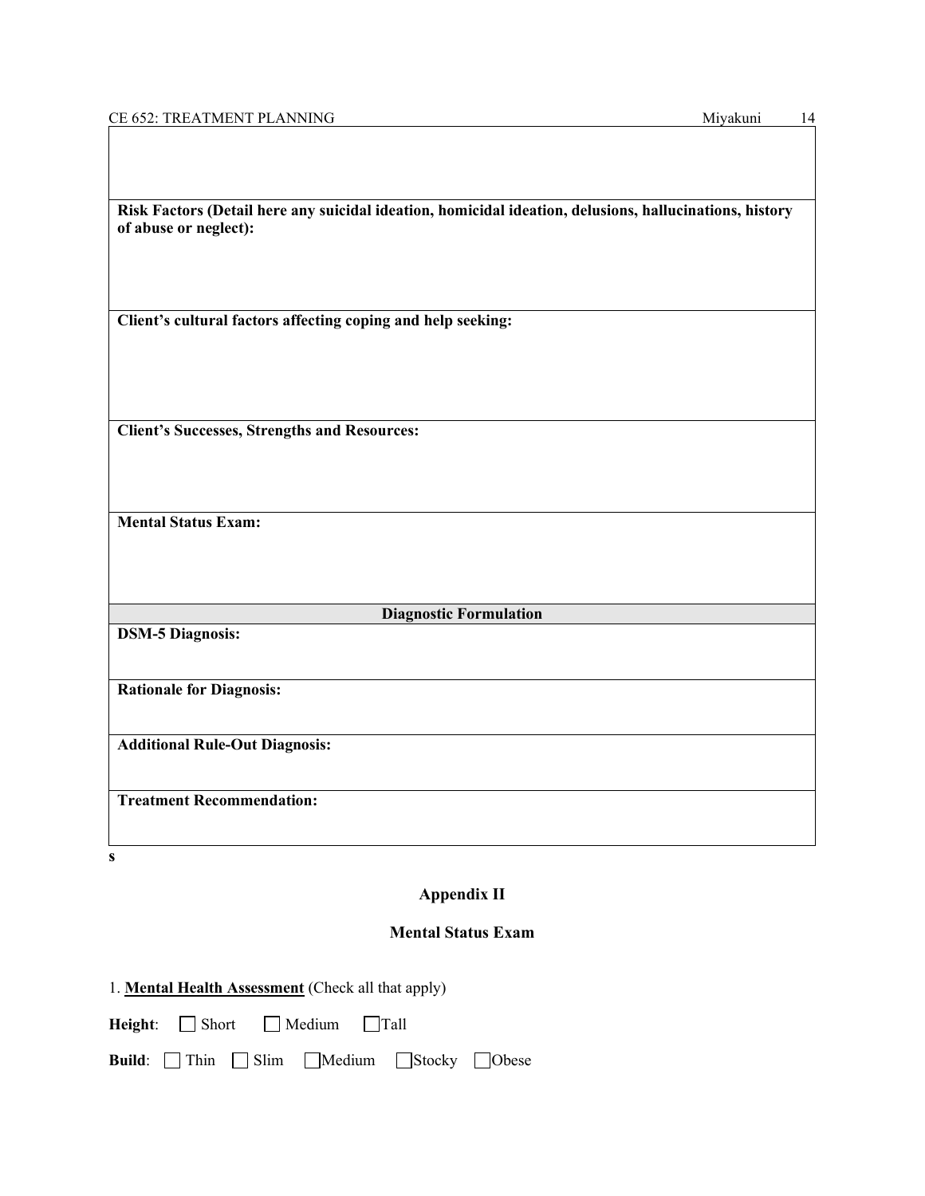| |
|---|
| |
| **Risk Factors (Detail here any suicidal ideation, homicidal ideation, delusions, hallucinations, history of abuse or neglect):** |
| **Client's cultural factors affecting coping and help seeking:** |
| **Client's Successes, Strengths and Resources:** |
| **Mental Status Exam:** |
| **Diagnostic Formulation** |
| **DSM-5 Diagnosis:** |
| **Rationale for Diagnosis:** |
| **Additional Rule-Out Diagnosis:** |
| **Treatment Recommendation:** |

**s**

## Appendix II

### Mental Status Exam

1. **Mental Health Assessment** (Check all that apply)

**Height**: ☐ Short ☐ Medium ☐ Tall

**Build**: ☐ Thin ☐ Slim ☐ Medium ☐ Stocky ☐ Obese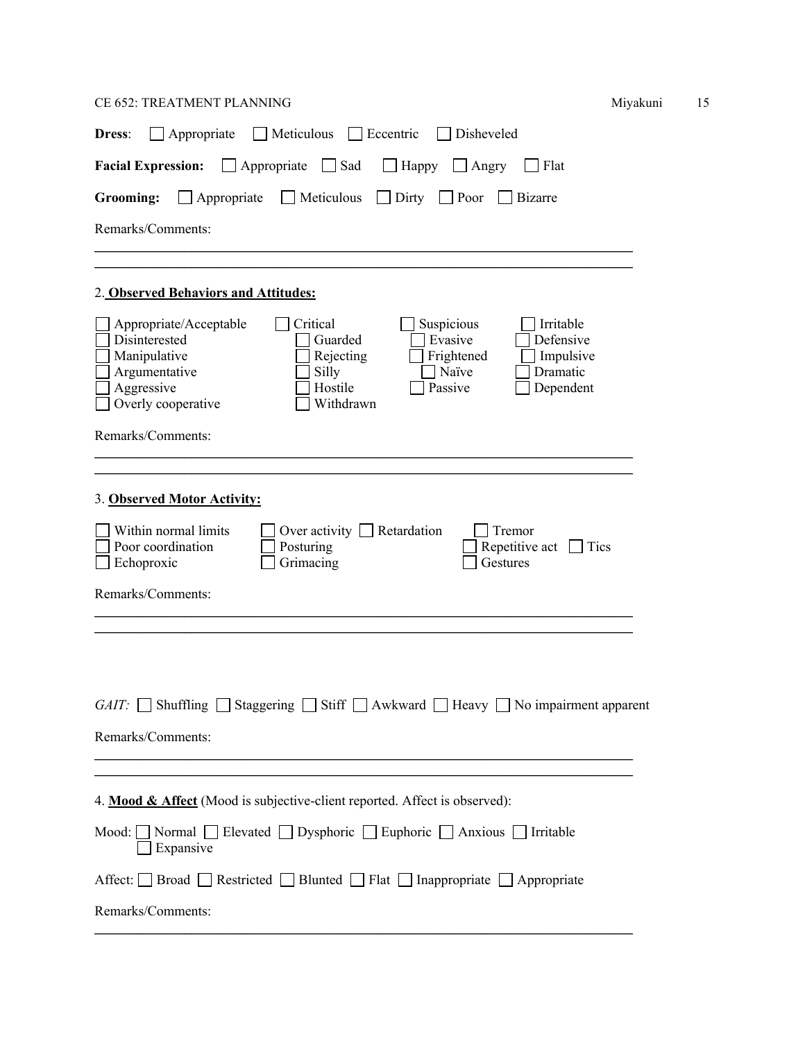**Dress**: ☐ Appropriate ☐ Meticulous ☐ Eccentric ☐ Disheveled

**Facial Expression:** ☐ Appropriate ☐ Sad ☐ Happy ☐ Angry ☐ Flat

**Grooming:** ☐ Appropriate ☐ Meticulous ☐ Dirty ☐ Poor ☐ Bizarre

Remarks/Comments:

\_\_\_\_\_\_\_\_\_\_\_\_\_\_\_\_\_\_\_\_\_\_\_\_\_\_\_\_\_\_\_\_\_\_\_\_\_\_\_\_\_\_\_\_\_\_\_\_\_\_\_\_\_\_\_\_\_\_\_\_\_\_\_\_\_\_\_\_\_\_\_\_

\_\_\_\_\_\_\_\_\_\_\_\_\_\_\_\_\_\_\_\_\_\_\_\_\_\_\_\_\_\_\_\_\_\_\_\_\_\_\_\_\_\_\_\_\_\_\_\_\_\_\_\_\_\_\_\_\_\_\_\_\_\_\_\_\_\_\_\_\_\_\_\_

2. **Observed Behaviors and Attitudes:**

| | | | |
|---|---|---|---|
| ☐ Appropriate/Acceptable | ☐ Critical | ☐ Suspicious | ☐ Irritable |
| ☐ Disinterested | ☐ Guarded | ☐ Evasive | ☐ Defensive |
| ☐ Manipulative | ☐ Rejecting | ☐ Frightened | ☐ Impulsive |
| ☐ Argumentative | ☐ Silly | ☐ Naïve | ☐ Dramatic |
| ☐ Aggressive | ☐ Hostile | ☐ Passive | ☐ Dependent |
| ☐ Overly cooperative | ☐ Withdrawn | | |

Remarks/Comments:

\_\_\_\_\_\_\_\_\_\_\_\_\_\_\_\_\_\_\_\_\_\_\_\_\_\_\_\_\_\_\_\_\_\_\_\_\_\_\_\_\_\_\_\_\_\_\_\_\_\_\_\_\_\_\_\_\_\_\_\_\_\_\_\_\_\_\_\_\_\_\_\_

\_\_\_\_\_\_\_\_\_\_\_\_\_\_\_\_\_\_\_\_\_\_\_\_\_\_\_\_\_\_\_\_\_\_\_\_\_\_\_\_\_\_\_\_\_\_\_\_\_\_\_\_\_\_\_\_\_\_\_\_\_\_\_\_\_\_\_\_\_\_\_\_

3. **Observed Motor Activity:**

| | | |
|---|---|---|
| ☐ Within normal limits | ☐ Over activity ☐ Retardation | ☐ Tremor |
| ☐ Poor coordination | ☐ Posturing | ☐ Repetitive act ☐ Tics |
| ☐ Echoproxic | ☐ Grimacing | ☐ Gestures |

Remarks/Comments:

\_\_\_\_\_\_\_\_\_\_\_\_\_\_\_\_\_\_\_\_\_\_\_\_\_\_\_\_\_\_\_\_\_\_\_\_\_\_\_\_\_\_\_\_\_\_\_\_\_\_\_\_\_\_\_\_\_\_\_\_\_\_\_\_\_\_\_\_\_\_\_\_

\_\_\_\_\_\_\_\_\_\_\_\_\_\_\_\_\_\_\_\_\_\_\_\_\_\_\_\_\_\_\_\_\_\_\_\_\_\_\_\_\_\_\_\_\_\_\_\_\_\_\_\_\_\_\_\_\_\_\_\_\_\_\_\_\_\_\_\_\_\_\_\_

*GAIT:* ☐ Shuffling ☐ Staggering ☐ Stiff ☐ Awkward ☐ Heavy ☐ No impairment apparent

Remarks/Comments:

\_\_\_\_\_\_\_\_\_\_\_\_\_\_\_\_\_\_\_\_\_\_\_\_\_\_\_\_\_\_\_\_\_\_\_\_\_\_\_\_\_\_\_\_\_\_\_\_\_\_\_\_\_\_\_\_\_\_\_\_\_\_\_\_\_\_\_\_\_\_\_\_

\_\_\_\_\_\_\_\_\_\_\_\_\_\_\_\_\_\_\_\_\_\_\_\_\_\_\_\_\_\_\_\_\_\_\_\_\_\_\_\_\_\_\_\_\_\_\_\_\_\_\_\_\_\_\_\_\_\_\_\_\_\_\_\_\_\_\_\_\_\_\_\_

4. **Mood & Affect** (Mood is subjective-client reported. Affect is observed):

Mood: ☐ Normal ☐ Elevated ☐ Dysphoric ☐ Euphoric ☐ Anxious ☐ Irritable ☐ Expansive

Affect: ☐ Broad ☐ Restricted ☐ Blunted ☐ Flat ☐ Inappropriate ☐ Appropriate

Remarks/Comments:

\_\_\_\_\_\_\_\_\_\_\_\_\_\_\_\_\_\_\_\_\_\_\_\_\_\_\_\_\_\_\_\_\_\_\_\_\_\_\_\_\_\_\_\_\_\_\_\_\_\_\_\_\_\_\_\_\_\_\_\_\_\_\_\_\_\_\_\_\_\_\_\_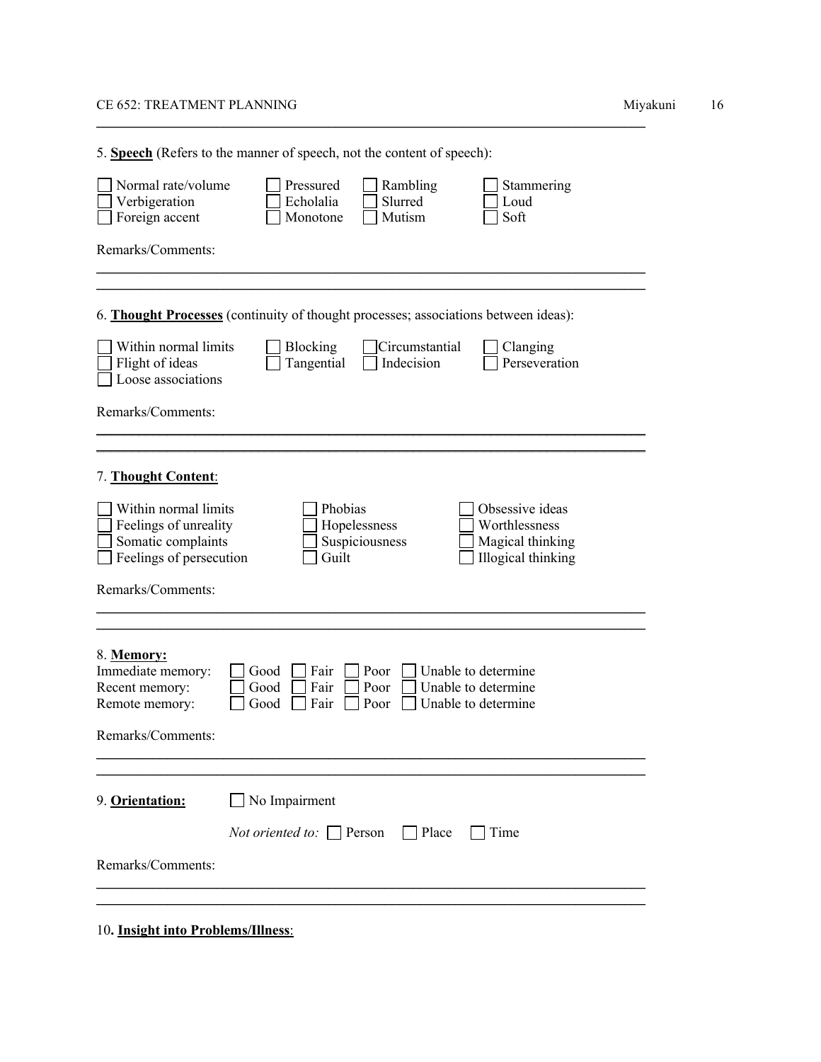5. **Speech** (Refers to the manner of speech, not the content of speech):

☐ Normal rate/volume ☐ Pressured ☐ Rambling ☐ Stammering
☐ Verbigeration ☐ Echolalia ☐ Slurred ☐ Loud
☐ Foreign accent ☐ Monotone ☐ Mutism ☐ Soft

Remarks/Comments:

______________________________________________________________________

______________________________________________________________________

6. **Thought Processes** (continuity of thought processes; associations between ideas):

☐ Within normal limits ☐ Blocking ☐ Circumstantial ☐ Clanging
☐ Flight of ideas ☐ Tangential ☐ Indecision ☐ Perseveration
☐ Loose associations

Remarks/Comments:

______________________________________________________________________

______________________________________________________________________

7. **Thought Content**:

☐ Within normal limits ☐ Phobias ☐ Obsessive ideas
☐ Feelings of unreality ☐ Hopelessness ☐ Worthlessness
☐ Somatic complaints ☐ Suspiciousness ☐ Magical thinking
☐ Feelings of persecution ☐ Guilt ☐ Illogical thinking

Remarks/Comments:

______________________________________________________________________

______________________________________________________________________

8. **Memory:**

Immediate memory: ☐ Good ☐ Fair ☐ Poor ☐ Unable to determine
Recent memory: ☐ Good ☐ Fair ☐ Poor ☐ Unable to determine
Remote memory: ☐ Good ☐ Fair ☐ Poor ☐ Unable to determine

Remarks/Comments:

______________________________________________________________________

______________________________________________________________________

9. **Orientation:** ☐ No Impairment

*Not oriented to:* ☐ Person ☐ Place ☐ Time

Remarks/Comments:

______________________________________________________________________

______________________________________________________________________

10. **Insight into Problems/Illness**: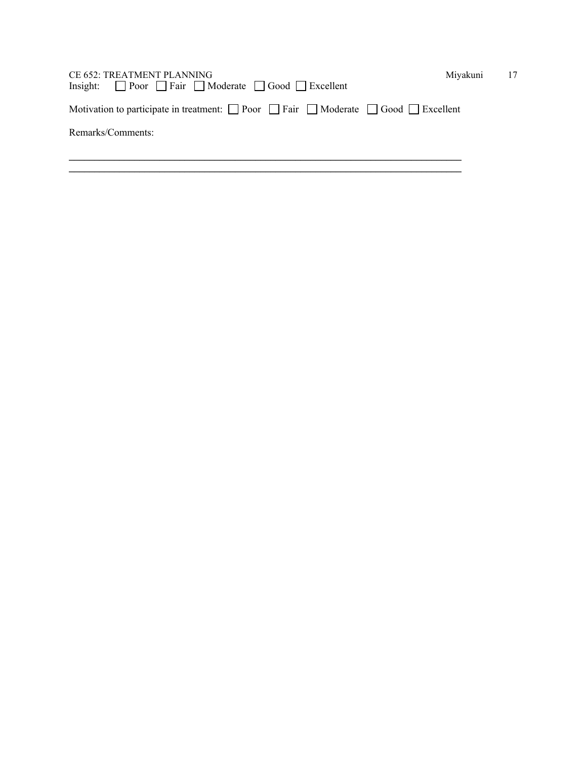Insight: ☐ Poor ☐ Fair ☐ Moderate ☐ Good ☐ Excellent

Motivation to participate in treatment: ☐ Poor ☐ Fair ☐ Moderate ☐ Good ☐ Excellent

Remarks/Comments:

\_\_\_\_\_\_\_\_\_\_\_\_\_\_\_\_\_\_\_\_\_\_\_\_\_\_\_\_\_\_\_\_\_\_\_\_\_\_\_\_\_\_\_\_\_\_\_\_\_\_\_\_\_\_\_\_\_\_\_\_\_\_\_\_\_\_\_\_\_\_\_\_\_\_\_\_

\_\_\_\_\_\_\_\_\_\_\_\_\_\_\_\_\_\_\_\_\_\_\_\_\_\_\_\_\_\_\_\_\_\_\_\_\_\_\_\_\_\_\_\_\_\_\_\_\_\_\_\_\_\_\_\_\_\_\_\_\_\_\_\_\_\_\_\_\_\_\_\_\_\_\_\_